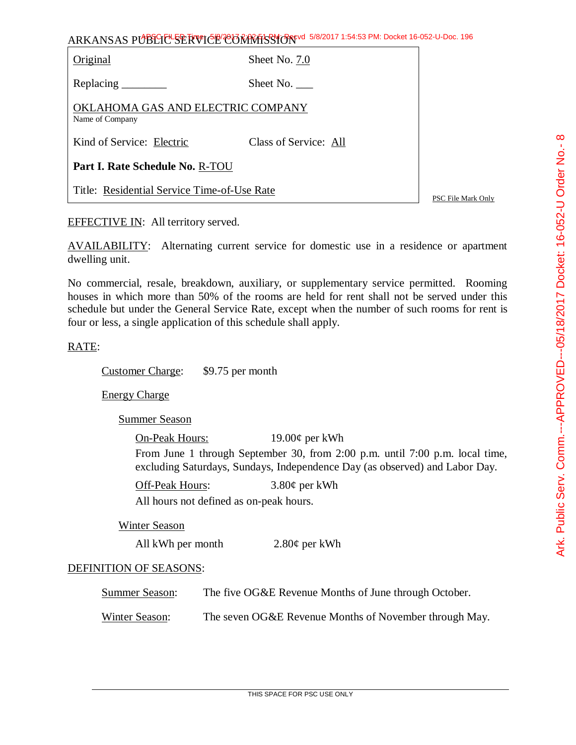ARKANSAS PUBLIC SERVICE COMMISSION

| | |
|---|---|
| Original | Sheet No. 7.0 |
| Replacing ________ | Sheet No. ___ |
| OKLAHOMA GAS AND ELECTRIC COMPANY<br>Name of Company | |
| Kind of Service: Electric | Class of Service: All |
| **Part I. Rate Schedule No.** R-TOU | |
| Title: Residential Service Time-of-Use Rate | |

PSC File Mark Only

EFFECTIVE IN: All territory served.

AVAILABILITY: Alternating current service for domestic use in a residence or apartment dwelling unit.

No commercial, resale, breakdown, auxiliary, or supplementary service permitted. Rooming houses in which more than 50% of the rooms are held for rent shall not be served under this schedule but under the General Service Rate, except when the number of such rooms for rent is four or less, a single application of this schedule shall apply.

RATE:

Customer Charge: $9.75 per month

Energy Charge

Summer Season

On-Peak Hours: 19.00¢ per kWh

From June 1 through September 30, from 2:00 p.m. until 7:00 p.m. local time, excluding Saturdays, Sundays, Independence Day (as observed) and Labor Day.

Off-Peak Hours: 3.80¢ per kWh

All hours not defined as on-peak hours.

Winter Season

All kWh per month 2.80¢ per kWh

DEFINITION OF SEASONS:

Summer Season: The five OG&E Revenue Months of June through October.

Winter Season: The seven OG&E Revenue Months of November through May.

THIS SPACE FOR PSC USE ONLY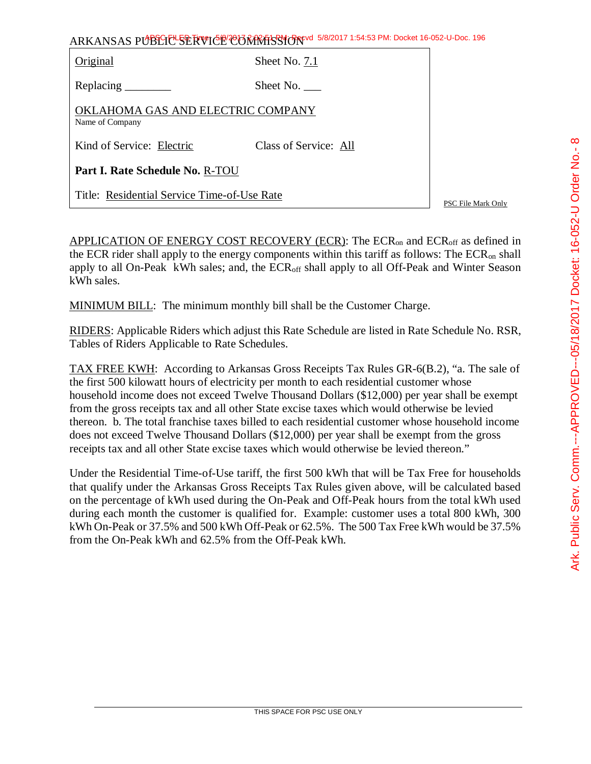ARKANSAS PUBLIC SERVICE COMMISSION

| | |
|---|---|
| Original | Sheet No. 7.1 |
| Replacing ________ | Sheet No. ___ |
| OKLAHOMA GAS AND ELECTRIC COMPANY<br>Name of Company | |
| Kind of Service: Electric | Class of Service: All |
| **Part I. Rate Schedule No.** R-TOU | |
| Title: Residential Service Time-of-Use Rate | |

PSC File Mark Only

APPLICATION OF ENERGY COST RECOVERY (ECR): The $ECR_{on}$ and $ECR_{off}$ as defined in the ECR rider shall apply to the energy components within this tariff as follows: The $ECR_{on}$ shall apply to all On-Peak kWh sales; and, the $ECR_{off}$ shall apply to all Off-Peak and Winter Season kWh sales.

MINIMUM BILL: The minimum monthly bill shall be the Customer Charge.

RIDERS: Applicable Riders which adjust this Rate Schedule are listed in Rate Schedule No. RSR, Tables of Riders Applicable to Rate Schedules.

TAX FREE KWH: According to Arkansas Gross Receipts Tax Rules GR-6(B.2), "a. The sale of the first 500 kilowatt hours of electricity per month to each residential customer whose household income does not exceed Twelve Thousand Dollars ($12,000) per year shall be exempt from the gross receipts tax and all other State excise taxes which would otherwise be levied thereon. b. The total franchise taxes billed to each residential customer whose household income does not exceed Twelve Thousand Dollars ($12,000) per year shall be exempt from the gross receipts tax and all other State excise taxes which would otherwise be levied thereon."

Under the Residential Time-of-Use tariff, the first 500 kWh that will be Tax Free for households that qualify under the Arkansas Gross Receipts Tax Rules given above, will be calculated based on the percentage of kWh used during the On-Peak and Off-Peak hours from the total kWh used during each month the customer is qualified for. Example: customer uses a total 800 kWh, 300 kWh On-Peak or 37.5% and 500 kWh Off-Peak or 62.5%. The 500 Tax Free kWh would be 37.5% from the On-Peak kWh and 62.5% from the Off-Peak kWh.

THIS SPACE FOR PSC USE ONLY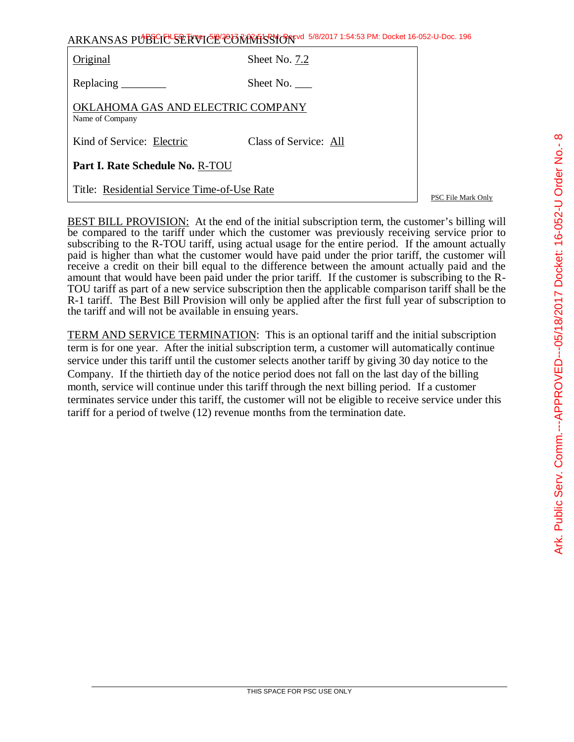ARKANSAS PUBLIC SERVICE COMMISSION

| | |
|---|---|
| Original | Sheet No. 7.2 |
| Replacing ________ | Sheet No. ___ |
| OKLAHOMA GAS AND ELECTRIC COMPANY<br>Name of Company | |
| Kind of Service: Electric | Class of Service: All |
| **Part I. Rate Schedule No.** R-TOU | |
| Title: Residential Service Time-of-Use Rate | |

PSC File Mark Only

BEST BILL PROVISION: At the end of the initial subscription term, the customer's billing will be compared to the tariff under which the customer was previously receiving service prior to subscribing to the R-TOU tariff, using actual usage for the entire period. If the amount actually paid is higher than what the customer would have paid under the prior tariff, the customer will receive a credit on their bill equal to the difference between the amount actually paid and the amount that would have been paid under the prior tariff. If the customer is subscribing to the R-TOU tariff as part of a new service subscription then the applicable comparison tariff shall be the R-1 tariff. The Best Bill Provision will only be applied after the first full year of subscription to the tariff and will not be available in ensuing years.

TERM AND SERVICE TERMINATION: This is an optional tariff and the initial subscription term is for one year. After the initial subscription term, a customer will automatically continue service under this tariff until the customer selects another tariff by giving 30 day notice to the Company. If the thirtieth day of the notice period does not fall on the last day of the billing month, service will continue under this tariff through the next billing period. If a customer terminates service under this tariff, the customer will not be eligible to receive service under this tariff for a period of twelve (12) revenue months from the termination date.

THIS SPACE FOR PSC USE ONLY